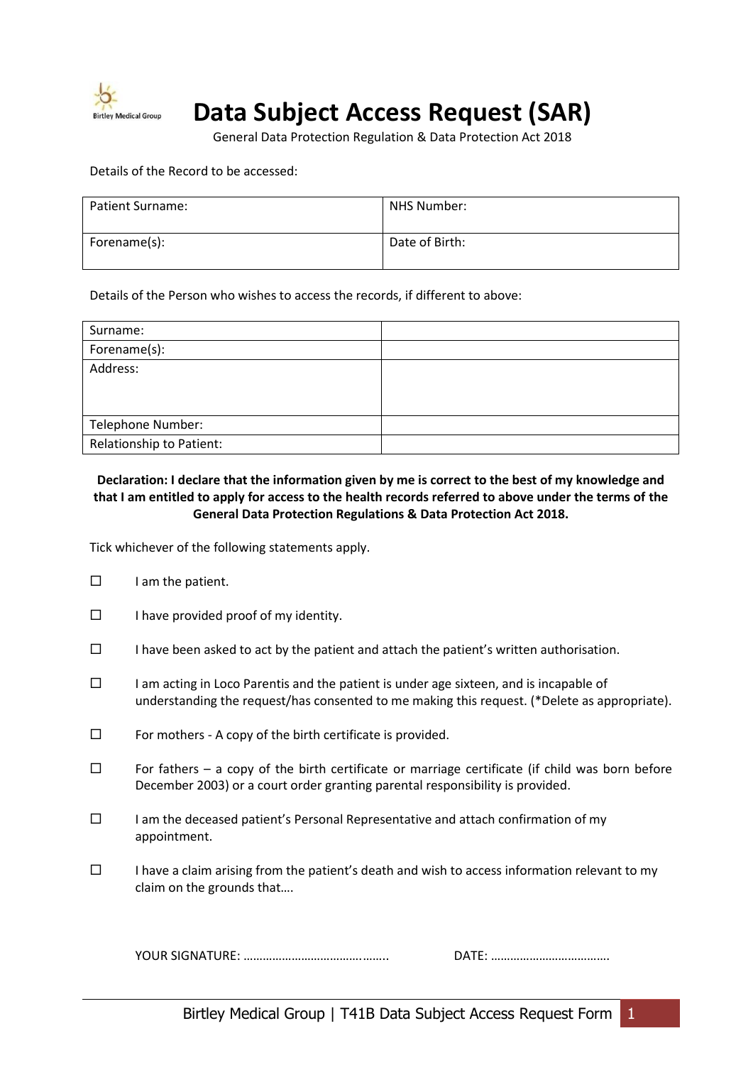Birtley Medical Group

# Data Subject Access Request (SAR)

General Data Protection Regulation & Data Protection Act 2018

Details of the Record to be accessed:

| Patient Surname: | NHS Number: |
| --- | --- |
| Forename(s): | Date of Birth: |

Details of the Person who wishes to access the records, if different to above:

| Surname: | |
| --- | --- |
| Forename(s): | |
| Address: | |
| Telephone Number: | |
| Relationship to Patient: | |

**Declaration: I declare that the information given by me is correct to the best of my knowledge and that I am entitled to apply for access to the health records referred to above under the terms of the General Data Protection Regulations & Data Protection Act 2018.**

Tick whichever of the following statements apply.

☐ I am the patient.

☐ I have provided proof of my identity.

☐ I have been asked to act by the patient and attach the patient's written authorisation.

☐ I am acting in Loco Parentis and the patient is under age sixteen, and is incapable of understanding the request/has consented to me making this request. (*Delete as appropriate).

☐ For mothers - A copy of the birth certificate is provided.

☐ For fathers – a copy of the birth certificate or marriage certificate (if child was born before December 2003) or a court order granting parental responsibility is provided.

☐ I am the deceased patient's Personal Representative and attach confirmation of my appointment.

☐ I have a claim arising from the patient's death and wish to access information relevant to my claim on the grounds that….

YOUR SIGNATURE: …………………………………….. DATE: ……………………………….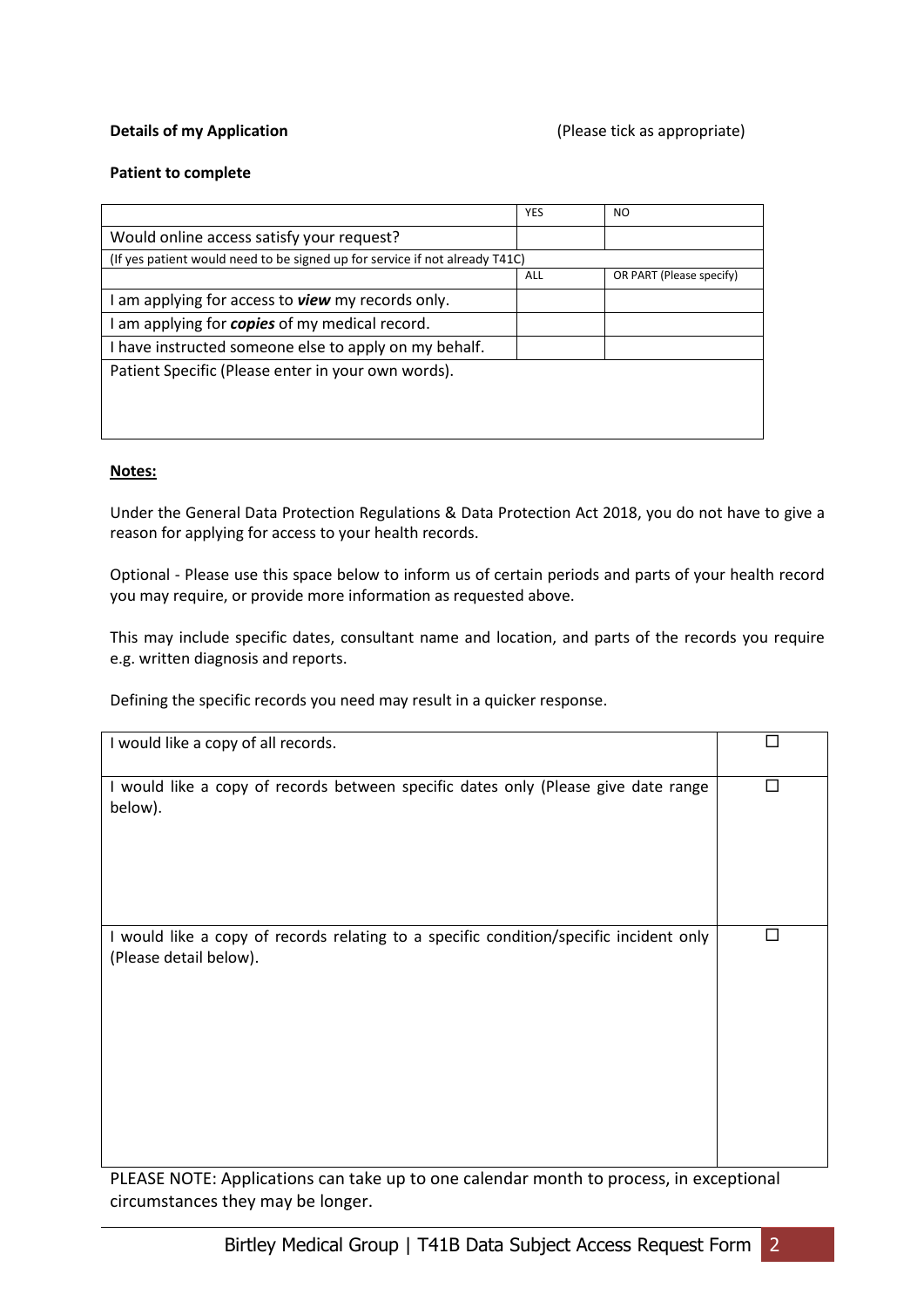**Details of my Application** (Please tick as appropriate)

**Patient to complete**

| | YES | NO |
|---|---|---|
| Would online access satisfy your request? | | |
| (If yes patient would need to be signed up for service if not already T41C) | | |
| | ALL | OR PART (Please specify) |
| I am applying for access to ***view*** my records only. | | |
| I am applying for ***copies*** of my medical record. | | |
| I have instructed someone else to apply on my behalf. | | |
| Patient Specific (Please enter in your own words). | | |

**Notes:**

Under the General Data Protection Regulations & Data Protection Act 2018, you do not have to give a reason for applying for access to your health records.

Optional - Please use this space below to inform us of certain periods and parts of your health record you may require, or provide more information as requested above.

This may include specific dates, consultant name and location, and parts of the records you require e.g. written diagnosis and reports.

Defining the specific records you need may result in a quicker response.

| | |
|---|---|
| I would like a copy of all records. | ☐ |
| I would like a copy of records between specific dates only (Please give date range below). | ☐ |
| I would like a copy of records relating to a specific condition/specific incident only (Please detail below). | ☐ |

PLEASE NOTE: Applications can take up to one calendar month to process, in exceptional circumstances they may be longer.